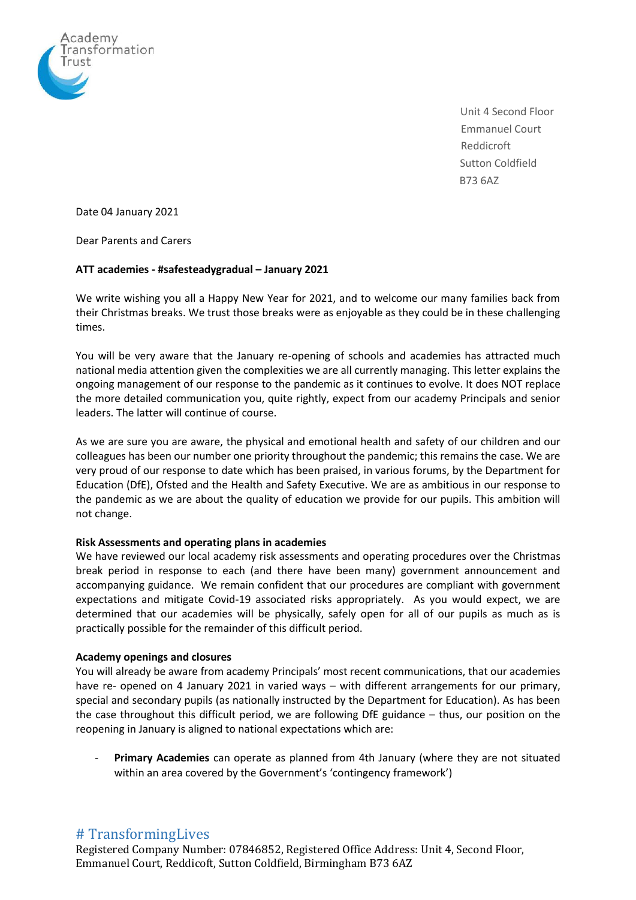Academy Transformation Trust

Unit 4 Second Floor
Emmanuel Court
Reddicroft
Sutton Coldfield
B73 6AZ

Date 04 January 2021

Dear Parents and Carers

**ATT academies - #safesteadygradual – January 2021**

We write wishing you all a Happy New Year for 2021, and to welcome our many families back from their Christmas breaks. We trust those breaks were as enjoyable as they could be in these challenging times.

You will be very aware that the January re-opening of schools and academies has attracted much national media attention given the complexities we are all currently managing. This letter explains the ongoing management of our response to the pandemic as it continues to evolve. It does NOT replace the more detailed communication you, quite rightly, expect from our academy Principals and senior leaders. The latter will continue of course.

As we are sure you are aware, the physical and emotional health and safety of our children and our colleagues has been our number one priority throughout the pandemic; this remains the case. We are very proud of our response to date which has been praised, in various forums, by the Department for Education (DfE), Ofsted and the Health and Safety Executive. We are as ambitious in our response to the pandemic as we are about the quality of education we provide for our pupils. This ambition will not change.

**Risk Assessments and operating plans in academies**
We have reviewed our local academy risk assessments and operating procedures over the Christmas break period in response to each (and there have been many) government announcement and accompanying guidance. We remain confident that our procedures are compliant with government expectations and mitigate Covid-19 associated risks appropriately. As you would expect, we are determined that our academies will be physically, safely open for all of our pupils as much as is practically possible for the remainder of this difficult period.

**Academy openings and closures**
You will already be aware from academy Principals' most recent communications, that our academies have re- opened on 4 January 2021 in varied ways – with different arrangements for our primary, special and secondary pupils (as nationally instructed by the Department for Education). As has been the case throughout this difficult period, we are following DfE guidance – thus, our position on the reopening in January is aligned to national expectations which are:

- **Primary Academies** can operate as planned from 4th January (where they are not situated within an area covered by the Government's 'contingency framework')

# TransformingLives

Registered Company Number: 07846852, Registered Office Address: Unit 4, Second Floor, Emmanuel Court, Reddicoft, Sutton Coldfield, Birmingham B73 6AZ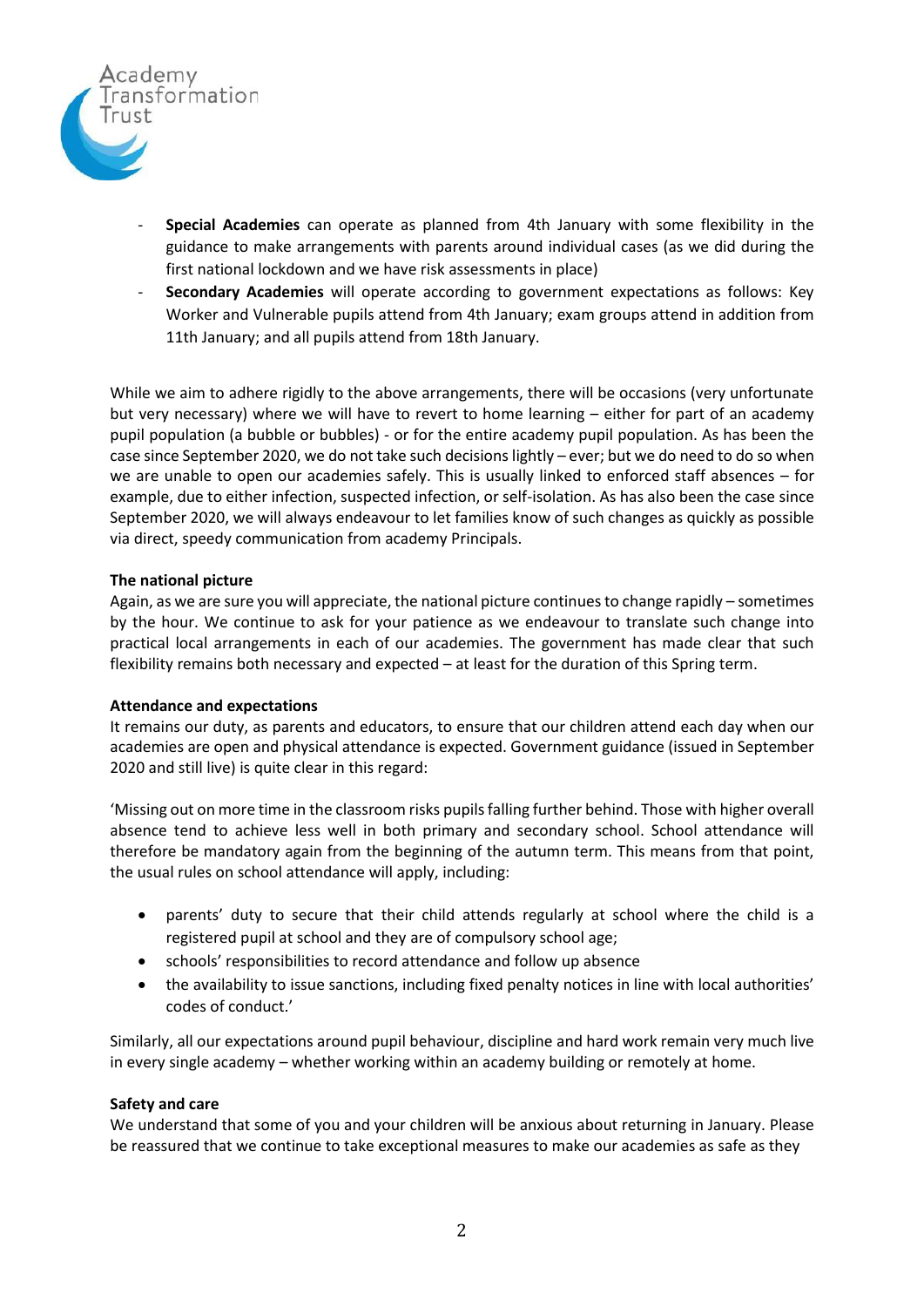- **Special Academies** can operate as planned from 4th January with some flexibility in the guidance to make arrangements with parents around individual cases (as we did during the first national lockdown and we have risk assessments in place)
- **Secondary Academies** will operate according to government expectations as follows: Key Worker and Vulnerable pupils attend from 4th January; exam groups attend in addition from 11th January; and all pupils attend from 18th January.

While we aim to adhere rigidly to the above arrangements, there will be occasions (very unfortunate but very necessary) where we will have to revert to home learning – either for part of an academy pupil population (a bubble or bubbles) - or for the entire academy pupil population. As has been the case since September 2020, we do not take such decisions lightly – ever; but we do need to do so when we are unable to open our academies safely. This is usually linked to enforced staff absences – for example, due to either infection, suspected infection, or self-isolation. As has also been the case since September 2020, we will always endeavour to let families know of such changes as quickly as possible via direct, speedy communication from academy Principals.

**The national picture**

Again, as we are sure you will appreciate, the national picture continues to change rapidly – sometimes by the hour. We continue to ask for your patience as we endeavour to translate such change into practical local arrangements in each of our academies. The government has made clear that such flexibility remains both necessary and expected – at least for the duration of this Spring term.

**Attendance and expectations**

It remains our duty, as parents and educators, to ensure that our children attend each day when our academies are open and physical attendance is expected. Government guidance (issued in September 2020 and still live) is quite clear in this regard:

'Missing out on more time in the classroom risks pupils falling further behind. Those with higher overall absence tend to achieve less well in both primary and secondary school. School attendance will therefore be mandatory again from the beginning of the autumn term. This means from that point, the usual rules on school attendance will apply, including:

- parents' duty to secure that their child attends regularly at school where the child is a registered pupil at school and they are of compulsory school age;
- schools' responsibilities to record attendance and follow up absence
- the availability to issue sanctions, including fixed penalty notices in line with local authorities' codes of conduct.'

Similarly, all our expectations around pupil behaviour, discipline and hard work remain very much live in every single academy – whether working within an academy building or remotely at home.

**Safety and care**

We understand that some of you and your children will be anxious about returning in January. Please be reassured that we continue to take exceptional measures to make our academies as safe as they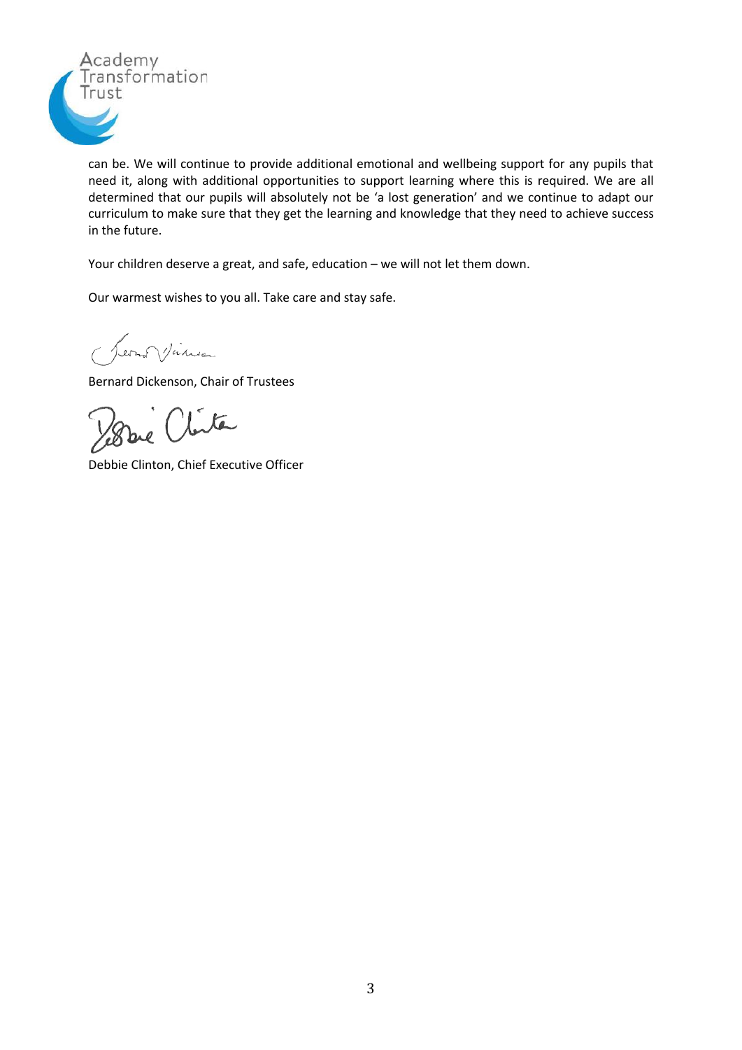can be. We will continue to provide additional emotional and wellbeing support for any pupils that need it, along with additional opportunities to support learning where this is required. We are all determined that our pupils will absolutely not be 'a lost generation' and we continue to adapt our curriculum to make sure that they get the learning and knowledge that they need to achieve success in the future.

Your children deserve a great, and safe, education – we will not let them down.

Our warmest wishes to you all. Take care and stay safe.

Bernard Dickenson, Chair of Trustees

Debbie Clinton, Chief Executive Officer